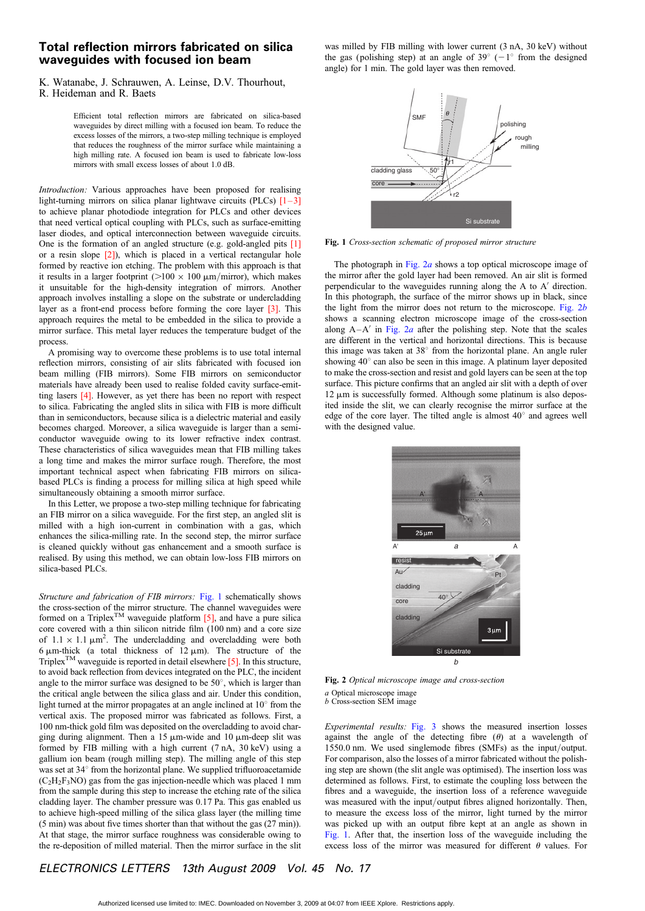# Total reflection mirrors fabricated on silica waveguides with focused ion beam

K. Watanabe, J. Schrauwen, A. Leinse, D.V. Thourhout, R. Heideman and R. Baets

Efficient total reflection mirrors are fabricated on silica-based waveguides by direct milling with a focused ion beam. To reduce the excess losses of the mirrors, a two-step milling technique is employed that reduces the roughness of the mirror surface while maintaining a high milling rate. A focused ion beam is used to fabricate low-loss mirrors with small excess losses of about 1.0 dB.

*Introduction:* Various approaches have been proposed for realising light-turning mirrors on silica planar lightwave circuits (PLCs) [1–3] to achieve planar photodiode integration for PLCs and other devices that need vertical optical coupling with PLCs, such as surface-emitting laser diodes, and optical interconnection between waveguide circuits. One is the formation of an angled structure (e.g. gold-angled pits [1] or a resin slope [2]), which is placed in a vertical rectangular hole formed by reactive ion etching. The problem with this approach is that it results in a larger footprint (>100 × 100 μm/mirror), which makes it unsuitable for the high-density integration of mirrors. Another approach involves installing a slope on the substrate or undercladding layer as a front-end process before forming the core layer [3]. This approach requires the metal to be embedded in the silica to provide a mirror surface. This metal layer reduces the temperature budget of the process.

A promising way to overcome these problems is to use total internal reflection mirrors, consisting of air slits fabricated with focused ion beam milling (FIB mirrors). Some FIB mirrors on semiconductor materials have already been used to realise folded cavity surface-emitting lasers [4]. However, as yet there has been no report with respect to silica. Fabricating the angled slits in silica with FIB is more difficult than in semiconductors, because silica is a dielectric material and easily becomes charged. Moreover, a silica waveguide is larger than a semiconductor waveguide owing to its lower refractive index contrast. These characteristics of silica waveguides mean that FIB milling takes a long time and makes the mirror surface rough. Therefore, the most important technical aspect when fabricating FIB mirrors on silica-based PLCs is finding a process for milling silica at high speed while simultaneously obtaining a smooth mirror surface.

In this Letter, we propose a two-step milling technique for fabricating an FIB mirror on a silica waveguide. For the first step, an angled slit is milled with a high ion-current in combination with a gas, which enhances the silica-milling rate. In the second step, the mirror surface is cleaned quickly without gas enhancement and a smooth surface is realised. By using this method, we can obtain low-loss FIB mirrors on silica-based PLCs.

*Structure and fabrication of FIB mirrors:* Fig. 1 schematically shows the cross-section of the mirror structure. The channel waveguides were formed on a Triplex™ waveguide platform [5], and have a pure silica core covered with a thin silicon nitride film (100 nm) and a core size of 1.1 × 1.1 μm². The undercladding and overcladding were both 6 μm-thick (a total thickness of 12 μm). The structure of the Triplex™ waveguide is reported in detail elsewhere [5]. In this structure, to avoid back reflection from devices integrated on the PLC, the incident angle to the mirror surface was designed to be 50°, which is larger than the critical angle between the silica glass and air. Under this condition, light turned at the mirror propagates at an angle inclined at 10° from the vertical axis. The proposed mirror was fabricated as follows. First, a 100 nm-thick gold film was deposited on the overcladding to avoid charging during alignment. Then a 15 μm-wide and 10 μm-deep slit was formed by FIB milling with a high current (7 nA, 30 keV) using a gallium ion beam (rough milling step). The milling angle of this step was set at 34° from the horizontal plane. We supplied trifluoroacetamide ($C_2H_2F_3NO$) gas from the gas injection-needle which was placed 1 mm from the sample during this step to increase the etching rate of the silica cladding layer. The chamber pressure was 0.17 Pa. This gas enabled us to achieve high-speed milling of the silica glass layer (the milling time (5 min) was about five times shorter than that without the gas (27 min)). At that stage, the mirror surface roughness was considerable owing to the re-deposition of milled material. Then the mirror surface in the slit was milled by FIB milling with lower current (3 nA, 30 keV) without the gas (polishing step) at an angle of 39° (−1° from the designed angle) for 1 min. The gold layer was then removed.

**Fig. 1** *Cross-section schematic of proposed mirror structure*

The photograph in Fig. 2*a* shows a top optical microscope image of the mirror after the gold layer had been removed. An air slit is formed perpendicular to the waveguides running along the A to A′ direction. In this photograph, the surface of the mirror shows up in black, since the light from the mirror does not return to the microscope. Fig. 2*b* shows a scanning electron microscope image of the cross-section along A–A′ in Fig. 2*a* after the polishing step. Note that the scales are different in the vertical and horizontal directions. This is because this image was taken at 38° from the horizontal plane. An angle ruler showing 40° can also be seen in this image. A platinum layer deposited to make the cross-section and resist and gold layers can be seen at the top surface. This picture confirms that an angled air slit with a depth of over 12 μm is successfully formed. Although some platinum is also deposited inside the slit, we can clearly recognise the mirror surface at the edge of the core layer. The tilted angle is almost 40° and agrees well with the designed value.

**Fig. 2** *Optical microscope image and cross-section*

*a* Optical microscope image
*b* Cross-section SEM image

*Experimental results:* Fig. 3 shows the measured insertion losses against the angle of the detecting fibre (θ) at a wavelength of 1550.0 nm. We used singlemode fibres (SMFs) as the input/output. For comparison, also the losses of a mirror fabricated without the polishing step are shown (the slit angle was optimised). The insertion loss was determined as follows. First, to estimate the coupling loss between the fibres and a waveguide, the insertion loss of a reference waveguide was measured with the input/output fibres aligned horizontally. Then, to measure the excess loss of the mirror, light turned by the mirror was picked up with an output fibre kept at an angle as shown in Fig. 1. After that, the insertion loss of the waveguide including the excess loss of the mirror was measured for different θ values. For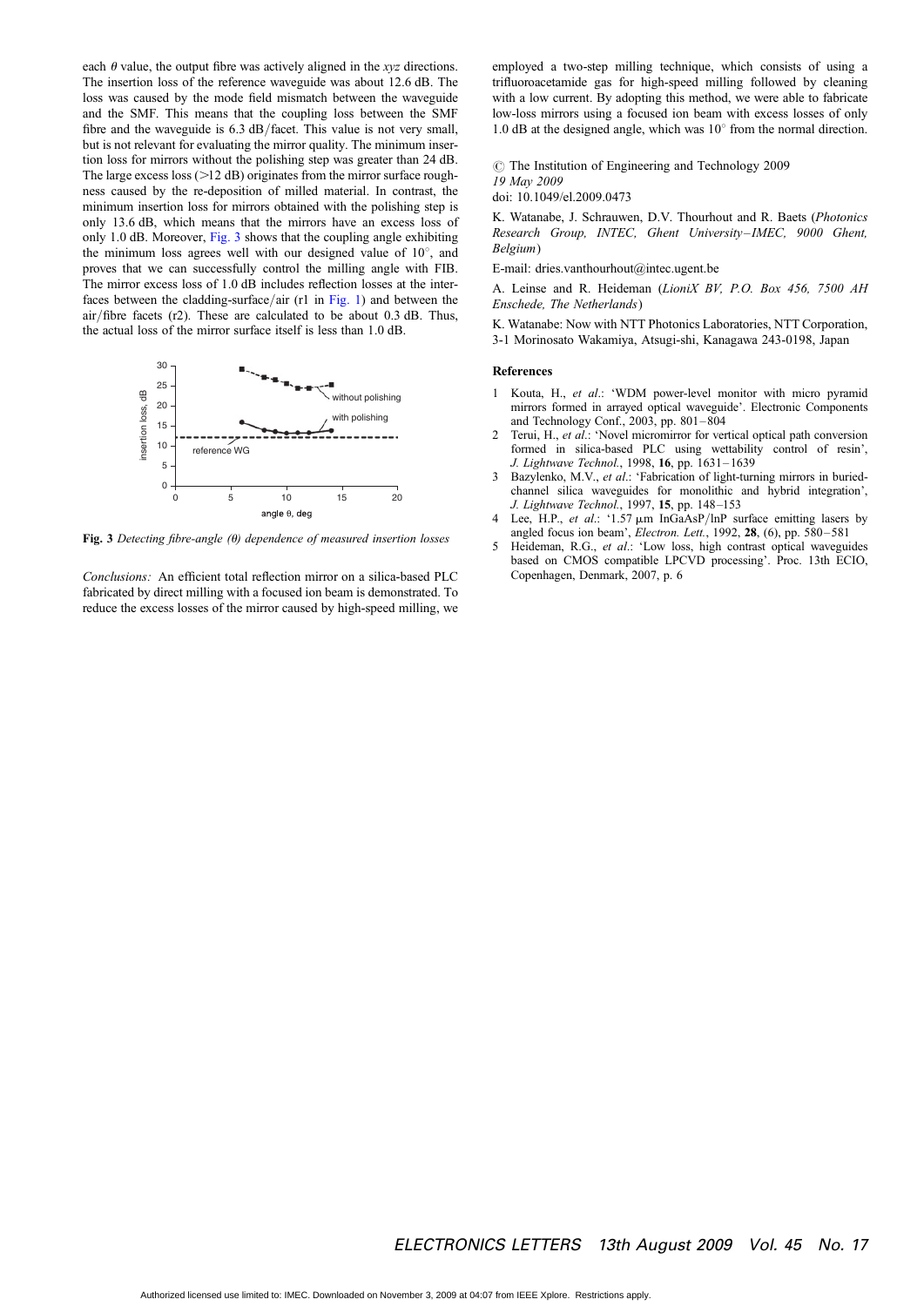each $\theta$ value, the output fibre was actively aligned in the *xyz* directions. The insertion loss of the reference waveguide was about 12.6 dB. The loss was caused by the mode field mismatch between the waveguide and the SMF. This means that the coupling loss between the SMF fibre and the waveguide is 6.3 dB/facet. This value is not very small, but is not relevant for evaluating the mirror quality. The minimum insertion loss for mirrors without the polishing step was greater than 24 dB. The large excess loss (>12 dB) originates from the mirror surface roughness caused by the re-deposition of milled material. In contrast, the minimum insertion loss for mirrors obtained with the polishing step is only 13.6 dB, which means that the mirrors have an excess loss of only 1.0 dB. Moreover, Fig. 3 shows that the coupling angle exhibiting the minimum loss agrees well with our designed value of 10°, and proves that we can successfully control the milling angle with FIB. The mirror excess loss of 1.0 dB includes reflection losses at the interfaces between the cladding-surface/air (r1 in Fig. 1) and between the air/fibre facets (r2). These are calculated to be about 0.3 dB. Thus, the actual loss of the mirror surface itself is less than 1.0 dB.

insertion loss, dB
30
25
20
15
10
5
0
0
5
10
15
20
angle θ, deg
without polishing
with polishing
reference WG

**Fig. 3** *Detecting fibre-angle (θ) dependence of measured insertion losses*

*Conclusions:* An efficient total reflection mirror on a silica-based PLC fabricated by direct milling with a focused ion beam is demonstrated. To reduce the excess losses of the mirror caused by high-speed milling, we employed a two-step milling technique, which consists of using a trifluoroacetamide gas for high-speed milling followed by cleaning with a low current. By adopting this method, we were able to fabricate low-loss mirrors using a focused ion beam with excess losses of only 1.0 dB at the designed angle, which was 10° from the normal direction.

© The Institution of Engineering and Technology 2009
*19 May 2009*
doi: 10.1049/el.2009.0473

K. Watanabe, J. Schrauwen, D.V. Thourhout and R. Baets (*Photonics Research Group, INTEC, Ghent University–IMEC, 9000 Ghent, Belgium*)

E-mail: dries.vanthourhout@intec.ugent.be

A. Leinse and R. Heideman (*LioniX BV, P.O. Box 456, 7500 AH Enschede, The Netherlands*)

K. Watanabe: Now with NTT Photonics Laboratories, NTT Corporation, 3-1 Morinosato Wakamiya, Atsugi-shi, Kanagawa 243-0198, Japan

## References

1. Kouta, H., *et al.*: 'WDM power-level monitor with micro pyramid mirrors formed in arrayed optical waveguide'. Electronic Components and Technology Conf., 2003, pp. 801–804
2. Terui, H., *et al.*: 'Novel micromirror for vertical optical path conversion formed in silica-based PLC using wettability control of resin', *J. Lightwave Technol.*, 1998, **16**, pp. 1631–1639
3. Bazylenko, M.V., *et al.*: 'Fabrication of light-turning mirrors in buried-channel silica waveguides for monolithic and hybrid integration', *J. Lightwave Technol.*, 1997, **15**, pp. 148–153
4. Lee, H.P., *et al.*: '1.57 μm InGaAsP/InP surface emitting lasers by angled focus ion beam', *Electron. Lett.*, 1992, **28**, (6), pp. 580–581
5. Heideman, R.G., *et al.*: 'Low loss, high contrast optical waveguides based on CMOS compatible LPCVD processing'. Proc. 13th ECIO, Copenhagen, Denmark, 2007, p. 6